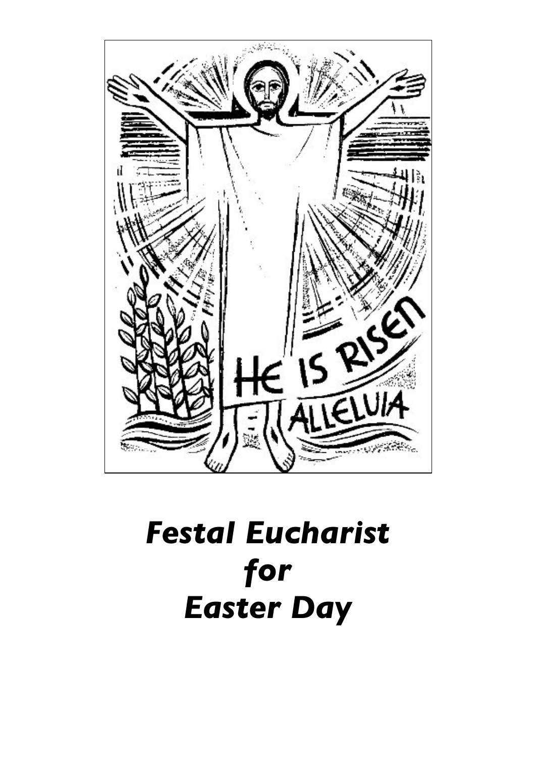# *Festal Eucharist for Easter Day*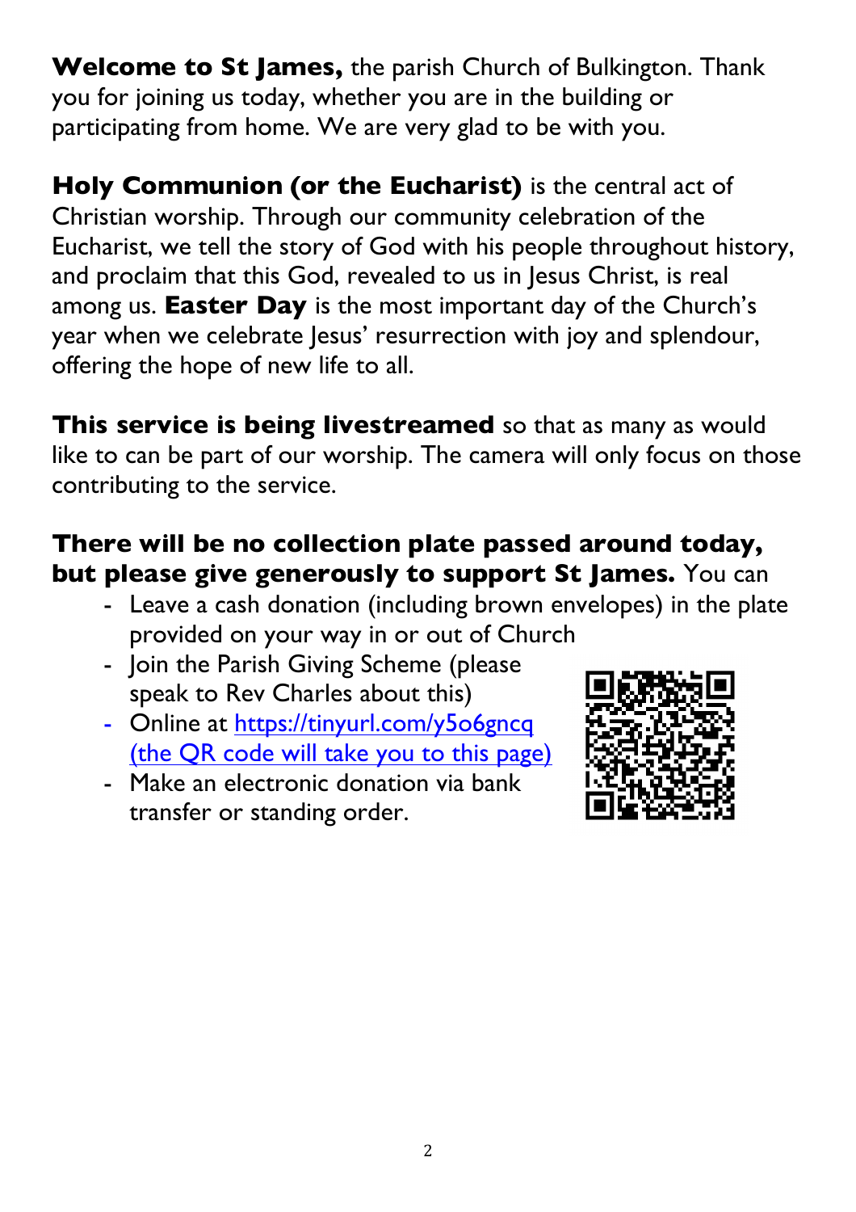**Welcome to St James,** the parish Church of Bulkington. Thank you for joining us today, whether you are in the building or participating from home. We are very glad to be with you.

**Holy Communion (or the Eucharist)** is the central act of Christian worship. Through our community celebration of the Eucharist, we tell the story of God with his people throughout history, and proclaim that this God, revealed to us in Jesus Christ, is real among us. **Easter Day** is the most important day of the Church's year when we celebrate Jesus' resurrection with joy and splendour, offering the hope of new life to all.

**This service is being livestreamed** so that as many as would like to can be part of our worship. The camera will only focus on those contributing to the service.

**There will be no collection plate passed around today, but please give generously to support St James.** You can

- Leave a cash donation (including brown envelopes) in the plate provided on your way in or out of Church
- Join the Parish Giving Scheme (please speak to Rev Charles about this)
- Online at [https://tinyurl.com/y5o6gncq](https://tinyurl.com/y5o6gncq) (the QR code will take you to this page)
- Make an electronic donation via bank transfer or standing order.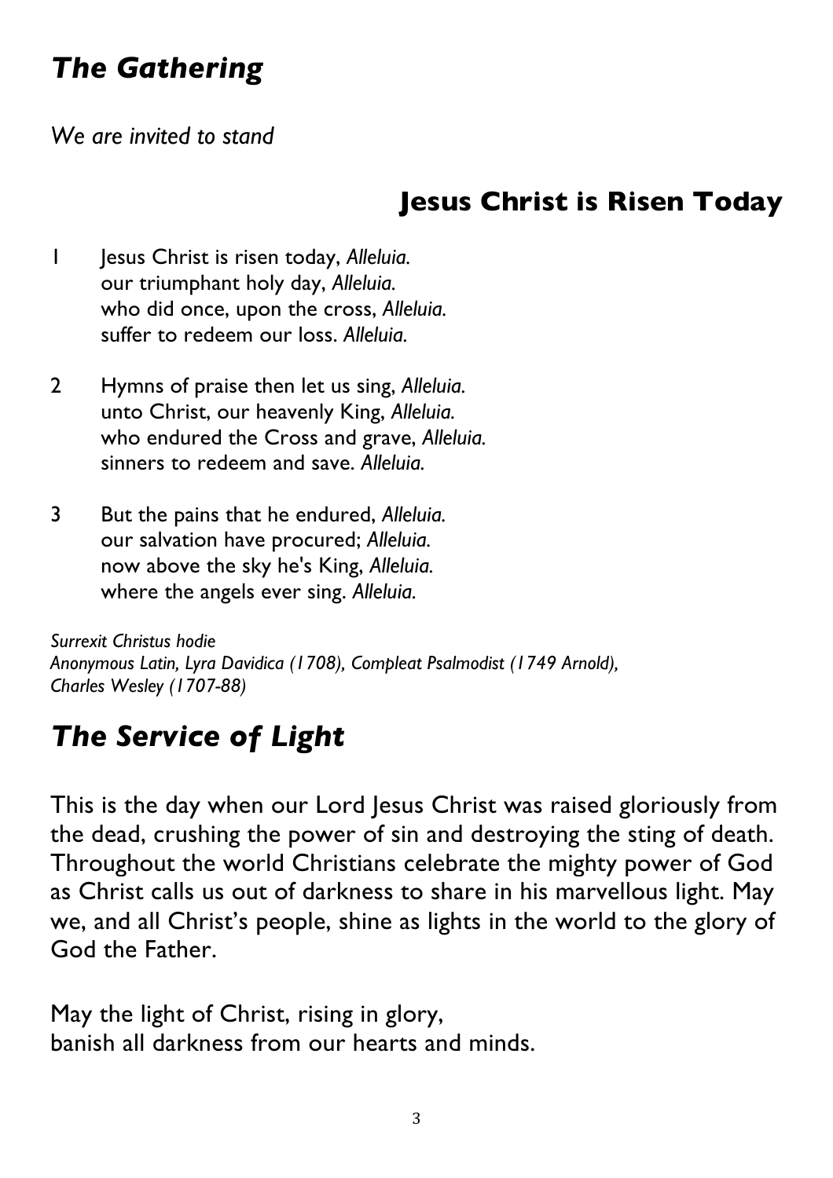## *The Gathering*

*We are invited to stand*

### Jesus Christ is Risen Today

1 Jesus Christ is risen today, *Alleluia.*
our triumphant holy day, *Alleluia.*
who did once, upon the cross, *Alleluia.*
suffer to redeem our loss. *Alleluia.*

2 Hymns of praise then let us sing, *Alleluia.*
unto Christ, our heavenly King, *Alleluia.*
who endured the Cross and grave, *Alleluia.*
sinners to redeem and save. *Alleluia.*

3 But the pains that he endured, *Alleluia.*
our salvation have procured; *Alleluia.*
now above the sky he's King, *Alleluia.*
where the angels ever sing. *Alleluia.*

*Surrexit Christus hodie*
*Anonymous Latin, Lyra Davidica (1708), Compleat Psalmodist (1749 Arnold), Charles Wesley (1707-88)*

## *The Service of Light*

This is the day when our Lord Jesus Christ was raised gloriously from the dead, crushing the power of sin and destroying the sting of death. Throughout the world Christians celebrate the mighty power of God as Christ calls us out of darkness to share in his marvellous light. May we, and all Christ's people, shine as lights in the world to the glory of God the Father.

May the light of Christ, rising in glory,
banish all darkness from our hearts and minds.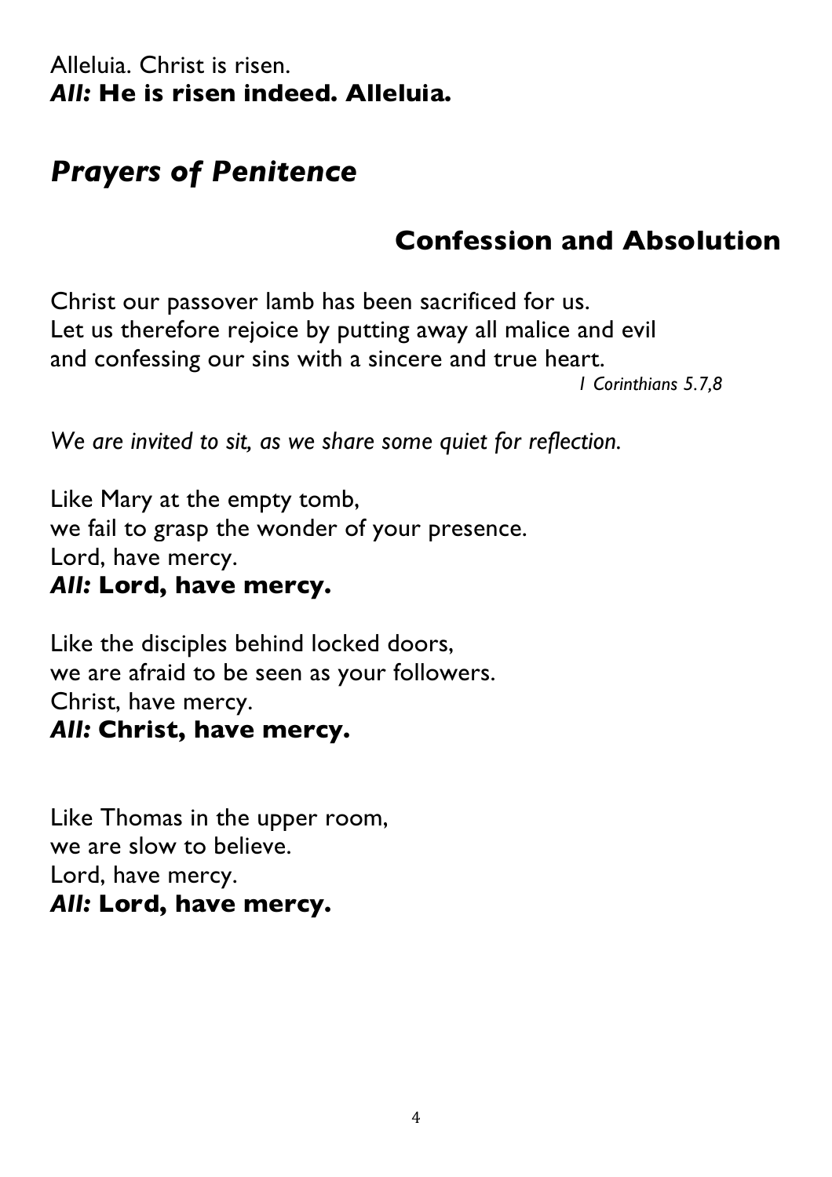Alleluia. Christ is risen.
***All:* He is risen indeed. Alleluia.**

# *Prayers of Penitence*

## Confession and Absolution

Christ our passover lamb has been sacrificed for us.
Let us therefore rejoice by putting away all malice and evil
and confessing our sins with a sincere and true heart.

*1 Corinthians 5.7,8*

*We are invited to sit, as we share some quiet for reflection.*

Like Mary at the empty tomb,
we fail to grasp the wonder of your presence.
Lord, have mercy.
***All:* Lord, have mercy.**

Like the disciples behind locked doors,
we are afraid to be seen as your followers.
Christ, have mercy.
***All:* Christ, have mercy.**

Like Thomas in the upper room,
we are slow to believe.
Lord, have mercy.
***All:* Lord, have mercy.**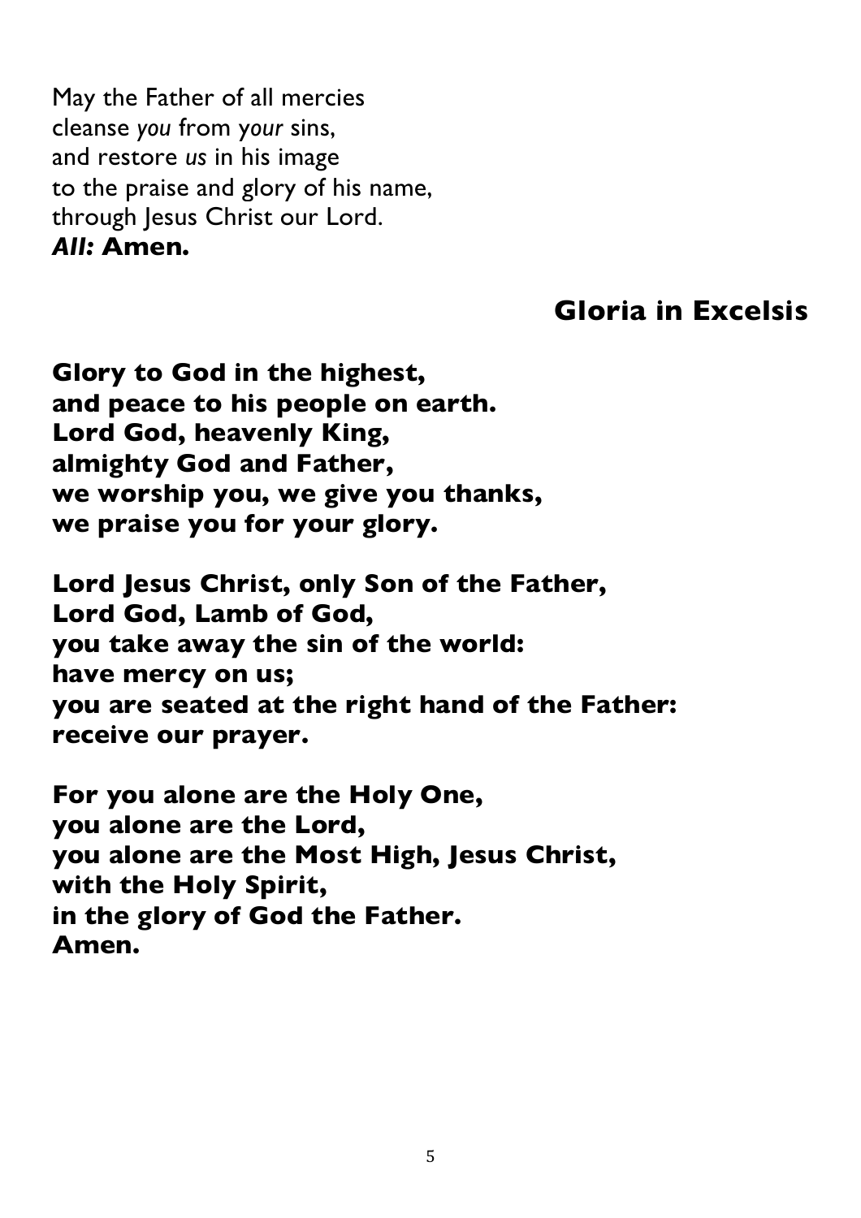May the Father of all mercies  
cleanse *you* from *your* sins,  
and restore *us* in his image  
to the praise and glory of his name,  
through Jesus Christ our Lord.  
***All:*** **Amen.**

## Gloria in Excelsis

**Glory to God in the highest,**  
**and peace to his people on earth.**  
**Lord God, heavenly King,**  
**almighty God and Father,**  
**we worship you, we give you thanks,**  
**we praise you for your glory.**

**Lord Jesus Christ, only Son of the Father,**  
**Lord God, Lamb of God,**  
**you take away the sin of the world:**  
**have mercy on us;**  
**you are seated at the right hand of the Father:**  
**receive our prayer.**

**For you alone are the Holy One,**  
**you alone are the Lord,**  
**you alone are the Most High, Jesus Christ,**  
**with the Holy Spirit,**  
**in the glory of God the Father.**  
**Amen.**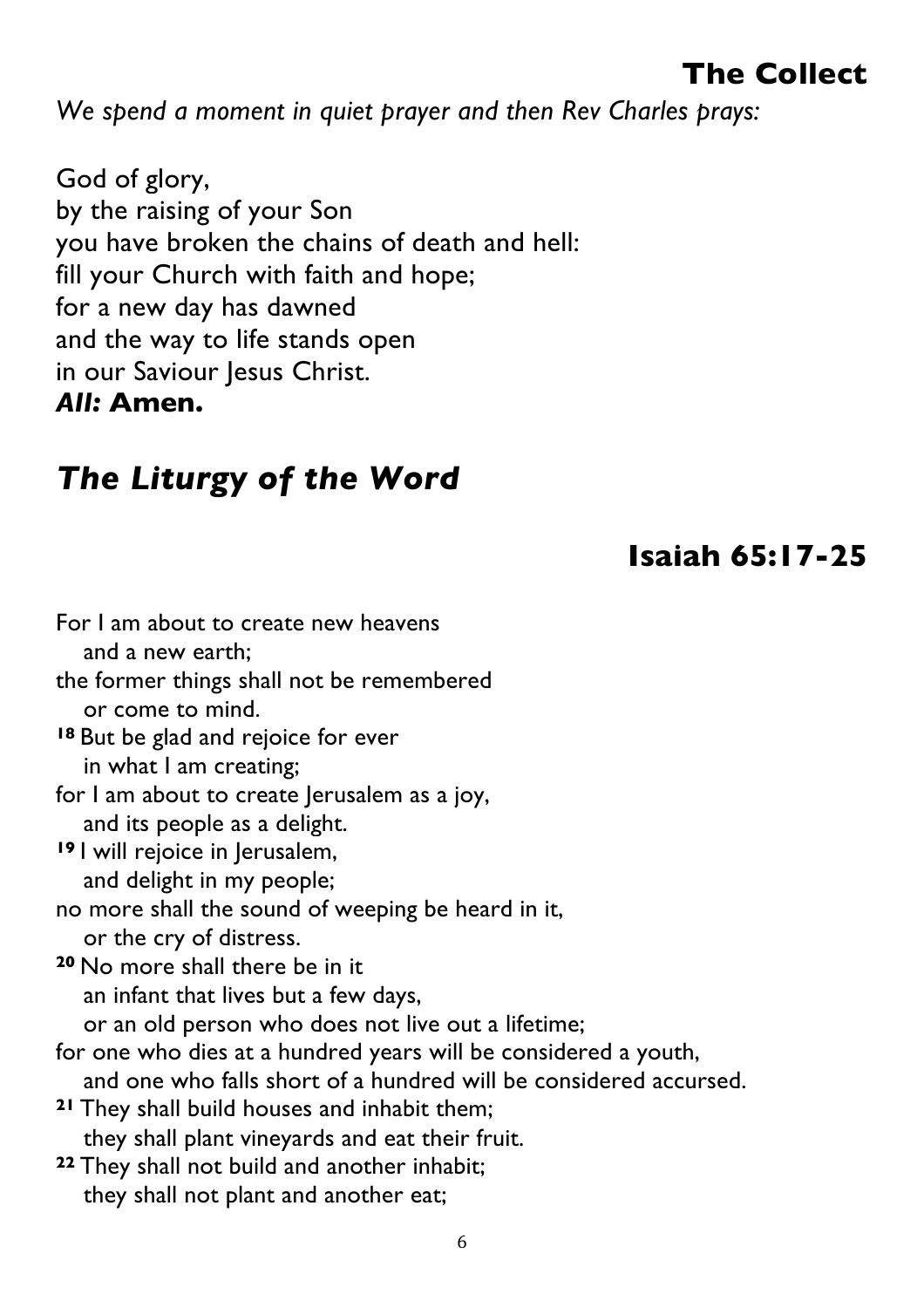## The Collect

*We spend a moment in quiet prayer and then Rev Charles prays:*

God of glory,
by the raising of your Son
you have broken the chains of death and hell:
fill your Church with faith and hope;
for a new day has dawned
and the way to life stands open
in our Saviour Jesus Christ.
***All:*** **Amen.**

# *The Liturgy of the Word*

## Isaiah 65:17-25

For I am about to create new heavens
   and a new earth;
the former things shall not be remembered
   or come to mind.
**18** But be glad and rejoice for ever
   in what I am creating;
for I am about to create Jerusalem as a joy,
   and its people as a delight.
**19** I will rejoice in Jerusalem,
   and delight in my people;
no more shall the sound of weeping be heard in it,
   or the cry of distress.
**20** No more shall there be in it
   an infant that lives but a few days,
   or an old person who does not live out a lifetime;
for one who dies at a hundred years will be considered a youth,
   and one who falls short of a hundred will be considered accursed.
**21** They shall build houses and inhabit them;
   they shall plant vineyards and eat their fruit.
**22** They shall not build and another inhabit;
   they shall not plant and another eat;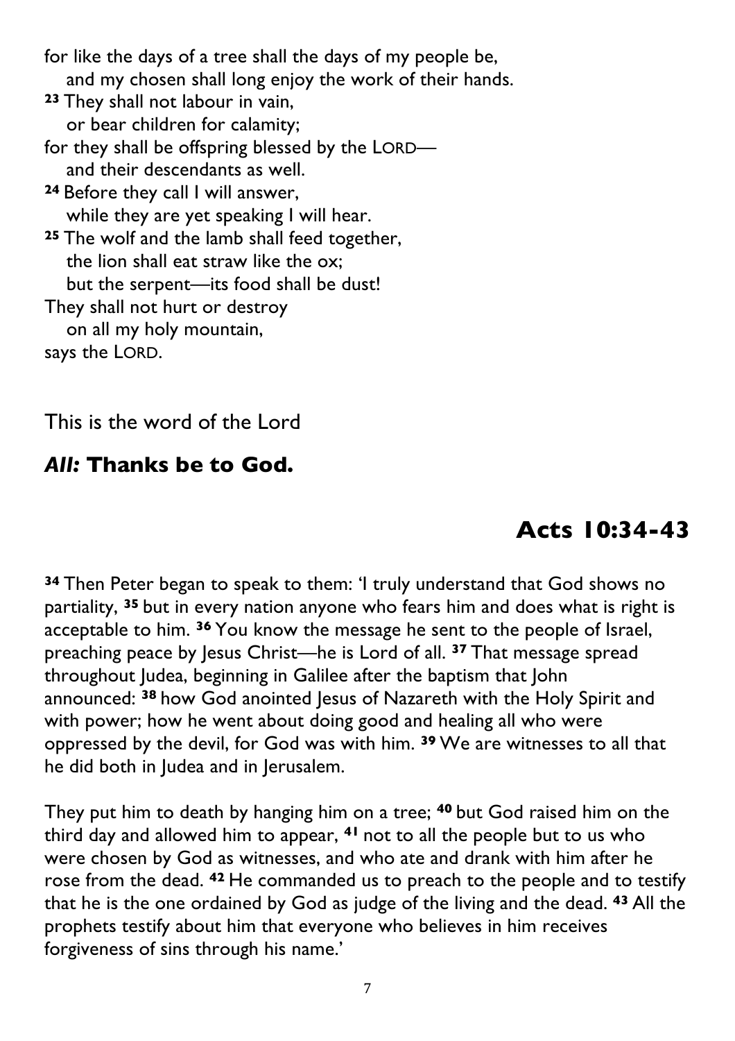for like the days of a tree shall the days of my people be,
  and my chosen shall long enjoy the work of their hands.
**23** They shall not labour in vain,
  or bear children for calamity;
for they shall be offspring blessed by the LORD—
  and their descendants as well.
**24** Before they call I will answer,
  while they are yet speaking I will hear.
**25** The wolf and the lamb shall feed together,
  the lion shall eat straw like the ox;
  but the serpent—its food shall be dust!
They shall not hurt or destroy
  on all my holy mountain,
says the LORD.

This is the word of the Lord

***All:* Thanks be to God.**

## Acts 10:34-43

**34** Then Peter began to speak to them: 'I truly understand that God shows no partiality, **35** but in every nation anyone who fears him and does what is right is acceptable to him. **36** You know the message he sent to the people of Israel, preaching peace by Jesus Christ—he is Lord of all. **37** That message spread throughout Judea, beginning in Galilee after the baptism that John announced: **38** how God anointed Jesus of Nazareth with the Holy Spirit and with power; how he went about doing good and healing all who were oppressed by the devil, for God was with him. **39** We are witnesses to all that he did both in Judea and in Jerusalem.

They put him to death by hanging him on a tree; **40** but God raised him on the third day and allowed him to appear, **41** not to all the people but to us who were chosen by God as witnesses, and who ate and drank with him after he rose from the dead. **42** He commanded us to preach to the people and to testify that he is the one ordained by God as judge of the living and the dead. **43** All the prophets testify about him that everyone who believes in him receives forgiveness of sins through his name.'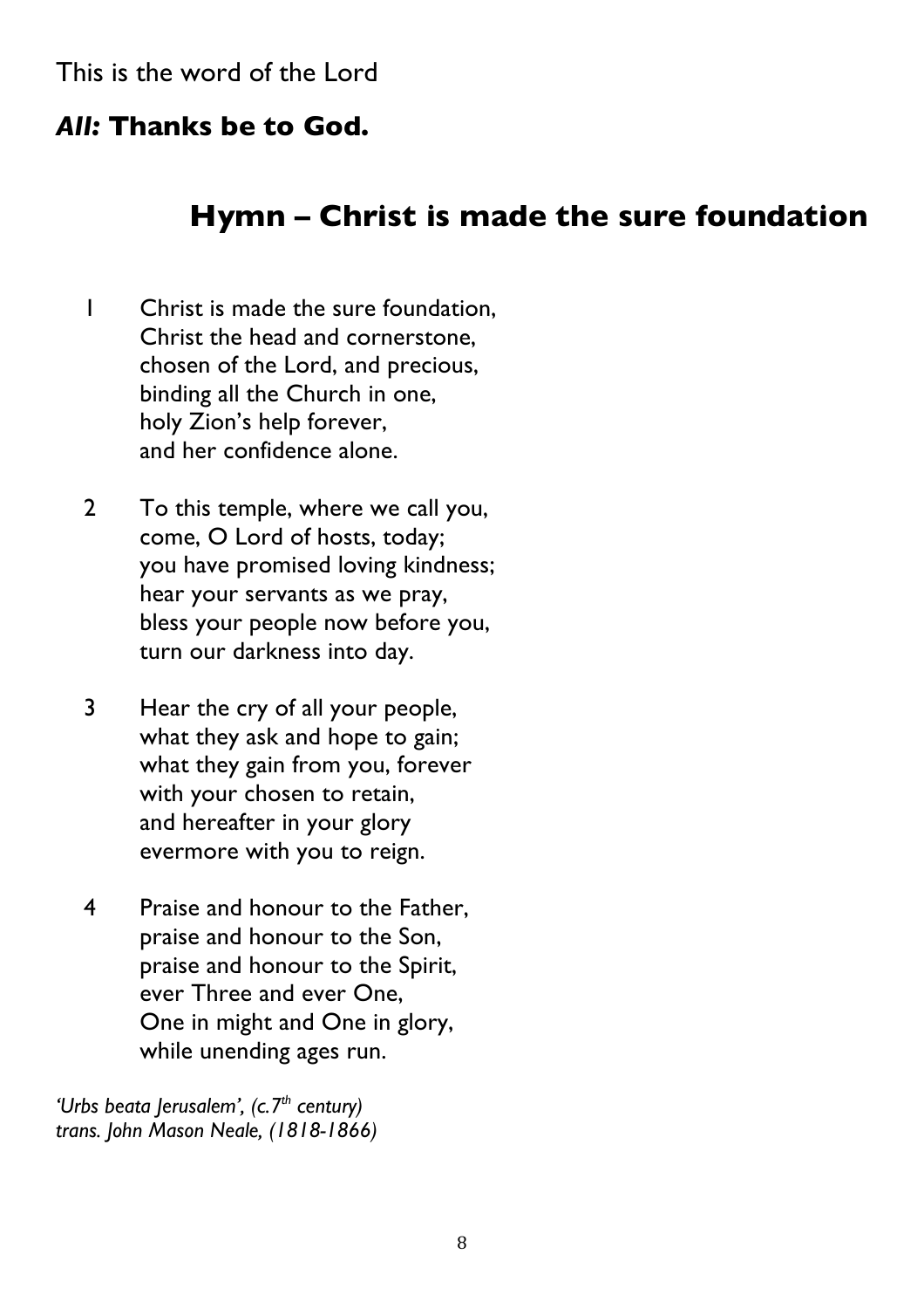This is the word of the Lord

***All:* Thanks be to God.**

## Hymn – Christ is made the sure foundation

1 Christ is made the sure foundation,
Christ the head and cornerstone,
chosen of the Lord, and precious,
binding all the Church in one,
holy Zion's help forever,
and her confidence alone.

2 To this temple, where we call you,
come, O Lord of hosts, today;
you have promised loving kindness;
hear your servants as we pray,
bless your people now before you,
turn our darkness into day.

3 Hear the cry of all your people,
what they ask and hope to gain;
what they gain from you, forever
with your chosen to retain,
and hereafter in your glory
evermore with you to reign.

4 Praise and honour to the Father,
praise and honour to the Son,
praise and honour to the Spirit,
ever Three and ever One,
One in might and One in glory,
while unending ages run.

*'Urbs beata Jerusalem', (c.7th century)*
*trans. John Mason Neale, (1818-1866)*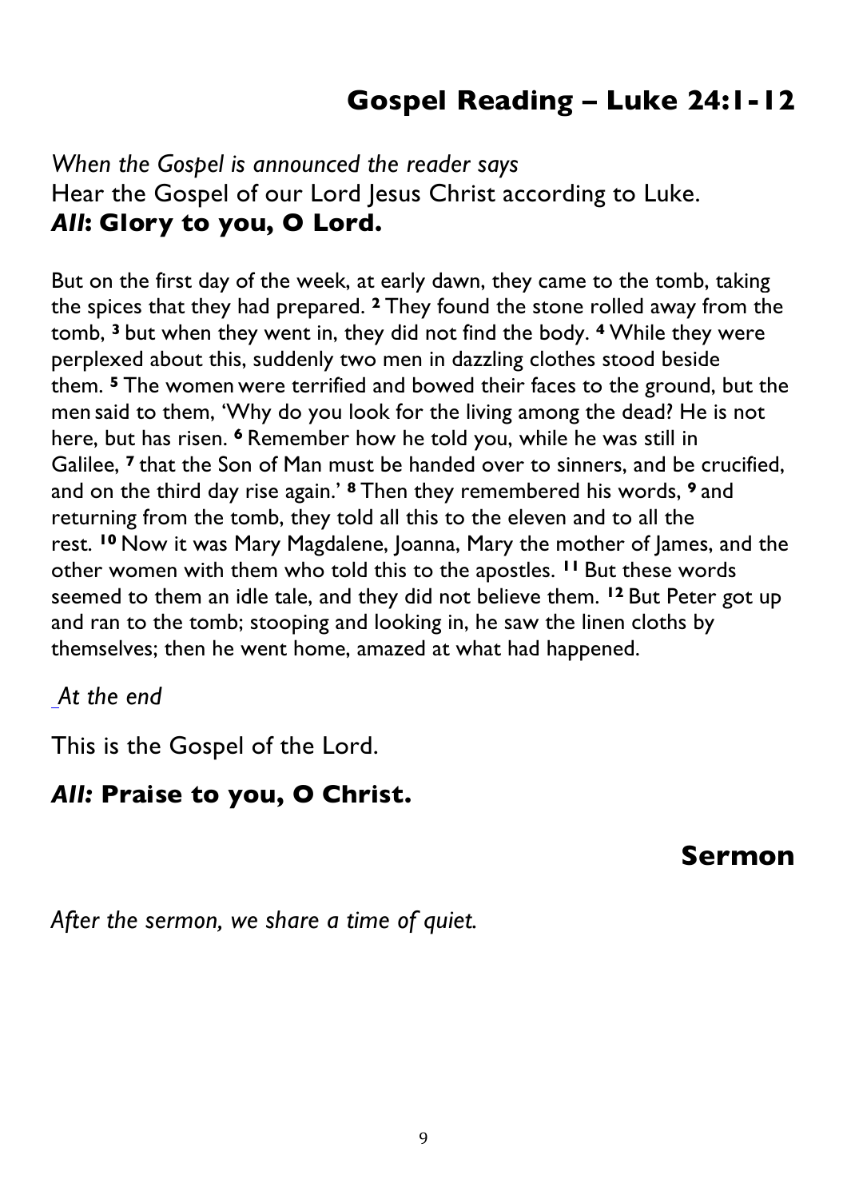## Gospel Reading – Luke 24:1-12

*When the Gospel is announced the reader says*
Hear the Gospel of our Lord Jesus Christ according to Luke.
***All*: Glory to you, O Lord.**

But on the first day of the week, at early dawn, they came to the tomb, taking the spices that they had prepared. **2** They found the stone rolled away from the tomb, **3** but when they went in, they did not find the body. **4** While they were perplexed about this, suddenly two men in dazzling clothes stood beside them. **5** The women were terrified and bowed their faces to the ground, but the men said to them, 'Why do you look for the living among the dead? He is not here, but has risen. **6** Remember how he told you, while he was still in Galilee, **7** that the Son of Man must be handed over to sinners, and be crucified, and on the third day rise again.' **8** Then they remembered his words, **9** and returning from the tomb, they told all this to the eleven and to all the rest. **10** Now it was Mary Magdalene, Joanna, Mary the mother of James, and the other women with them who told this to the apostles. **11** But these words seemed to them an idle tale, and they did not believe them. **12** But Peter got up and ran to the tomb; stooping and looking in, he saw the linen cloths by themselves; then he went home, amazed at what had happened.

*At the end*

This is the Gospel of the Lord.

***All:* Praise to you, O Christ.**

## Sermon

*After the sermon, we share a time of quiet.*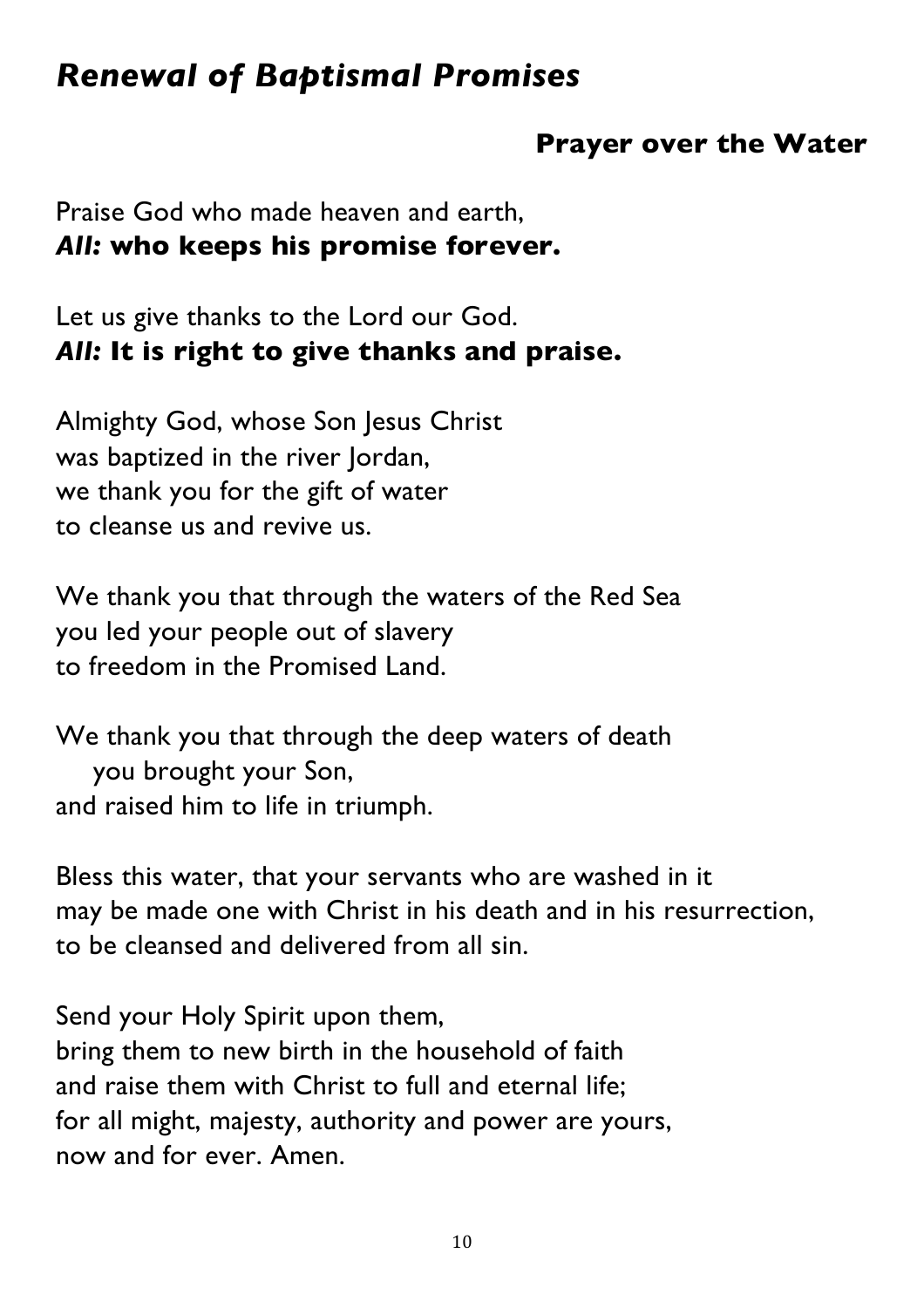## *Renewal of Baptismal Promises*

### Prayer over the Water

Praise God who made heaven and earth,
***All:*** **who keeps his promise forever.**

Let us give thanks to the Lord our God.
***All:*** **It is right to give thanks and praise.**

Almighty God, whose Son Jesus Christ
was baptized in the river Jordan,
we thank you for the gift of water
to cleanse us and revive us.

We thank you that through the waters of the Red Sea
you led your people out of slavery
to freedom in the Promised Land.

We thank you that through the deep waters of death
you brought your Son,
and raised him to life in triumph.

Bless this water, that your servants who are washed in it
may be made one with Christ in his death and in his resurrection,
to be cleansed and delivered from all sin.

Send your Holy Spirit upon them,
bring them to new birth in the household of faith
and raise them with Christ to full and eternal life;
for all might, majesty, authority and power are yours,
now and for ever. Amen.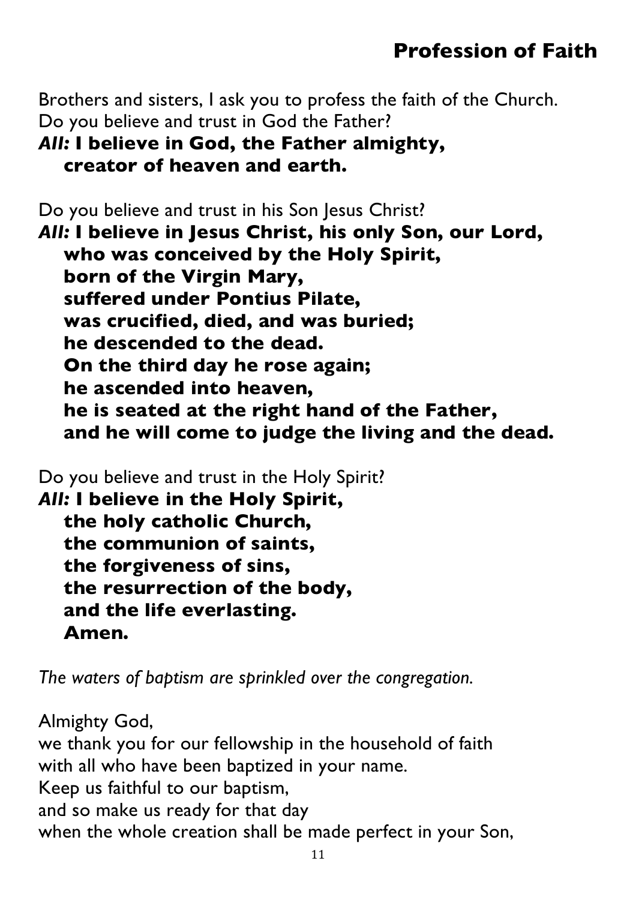## Profession of Faith

Brothers and sisters, I ask you to profess the faith of the Church.
Do you believe and trust in God the Father?
***All:*** **I believe in God, the Father almighty,**
**creator of heaven and earth.**

Do you believe and trust in his Son Jesus Christ?
***All:*** **I believe in Jesus Christ, his only Son, our Lord,**
**who was conceived by the Holy Spirit,**
**born of the Virgin Mary,**
**suffered under Pontius Pilate,**
**was crucified, died, and was buried;**
**he descended to the dead.**
**On the third day he rose again;**
**he ascended into heaven,**
**he is seated at the right hand of the Father,**
**and he will come to judge the living and the dead.**

Do you believe and trust in the Holy Spirit?
***All:*** **I believe in the Holy Spirit,**
**the holy catholic Church,**
**the communion of saints,**
**the forgiveness of sins,**
**the resurrection of the body,**
**and the life everlasting.**
**Amen.**

*The waters of baptism are sprinkled over the congregation.*

Almighty God,
we thank you for our fellowship in the household of faith
with all who have been baptized in your name.
Keep us faithful to our baptism,
and so make us ready for that day
when the whole creation shall be made perfect in your Son,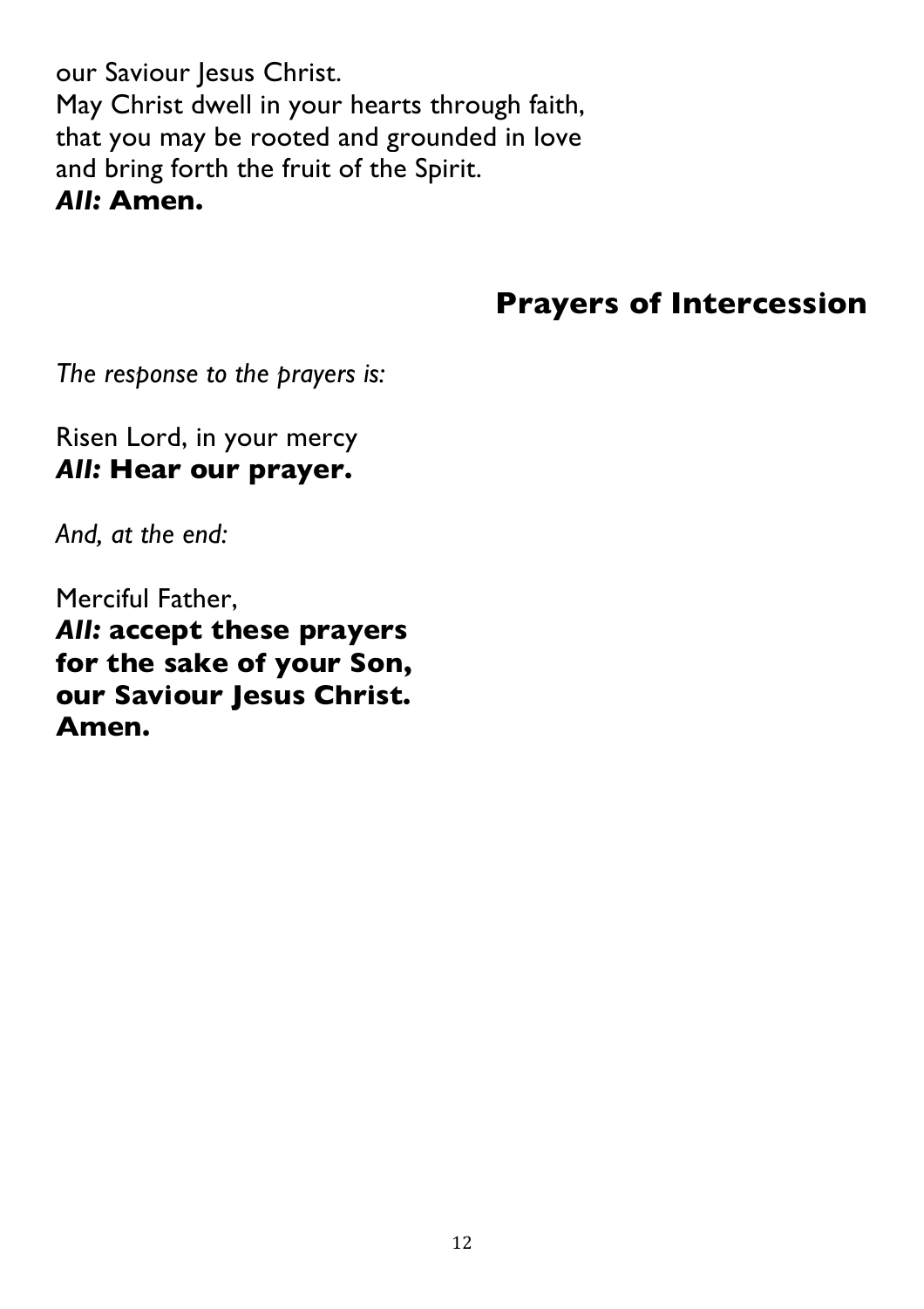our Saviour Jesus Christ.
May Christ dwell in your hearts through faith,
that you may be rooted and grounded in love
and bring forth the fruit of the Spirit.
***All:*** **Amen.**

## Prayers of Intercession

*The response to the prayers is:*

Risen Lord, in your mercy
***All:*** **Hear our prayer.**

*And, at the end:*

Merciful Father,
***All:*** **accept these prayers**
**for the sake of your Son,**
**our Saviour Jesus Christ.**
**Amen.**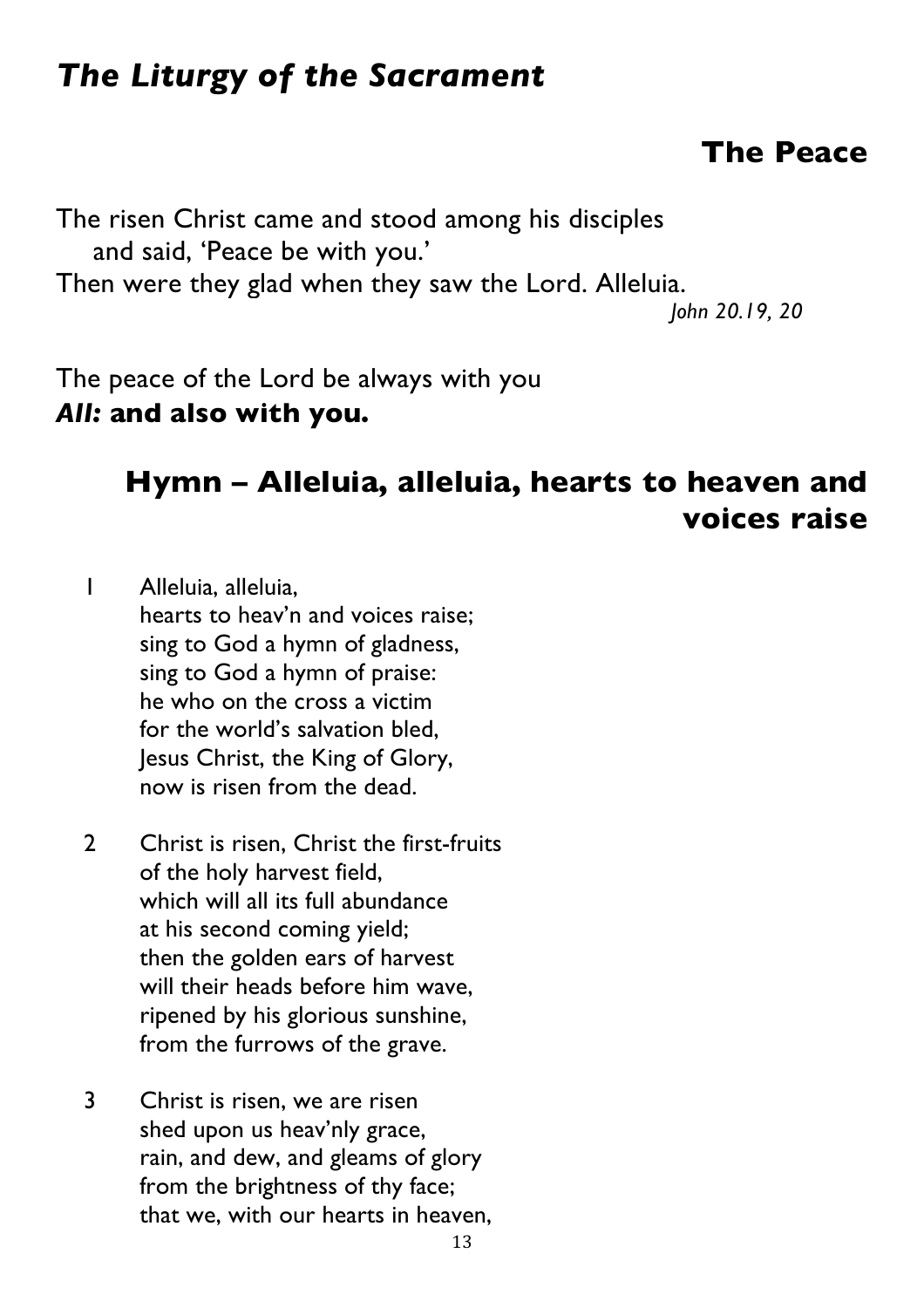# *The Liturgy of the Sacrament*

## The Peace

The risen Christ came and stood among his disciples
and said, 'Peace be with you.'
Then were they glad when they saw the Lord. Alleluia.

*John 20.19, 20*

The peace of the Lord be always with you
***All:*** **and also with you.**

## Hymn – Alleluia, alleluia, hearts to heaven and voices raise

1 Alleluia, alleluia,
hearts to heav'n and voices raise;
sing to God a hymn of gladness,
sing to God a hymn of praise:
he who on the cross a victim
for the world's salvation bled,
Jesus Christ, the King of Glory,
now is risen from the dead.

2 Christ is risen, Christ the first-fruits
of the holy harvest field,
which will all its full abundance
at his second coming yield;
then the golden ears of harvest
will their heads before him wave,
ripened by his glorious sunshine,
from the furrows of the grave.

3 Christ is risen, we are risen
shed upon us heav'nly grace,
rain, and dew, and gleams of glory
from the brightness of thy face;
that we, with our hearts in heaven,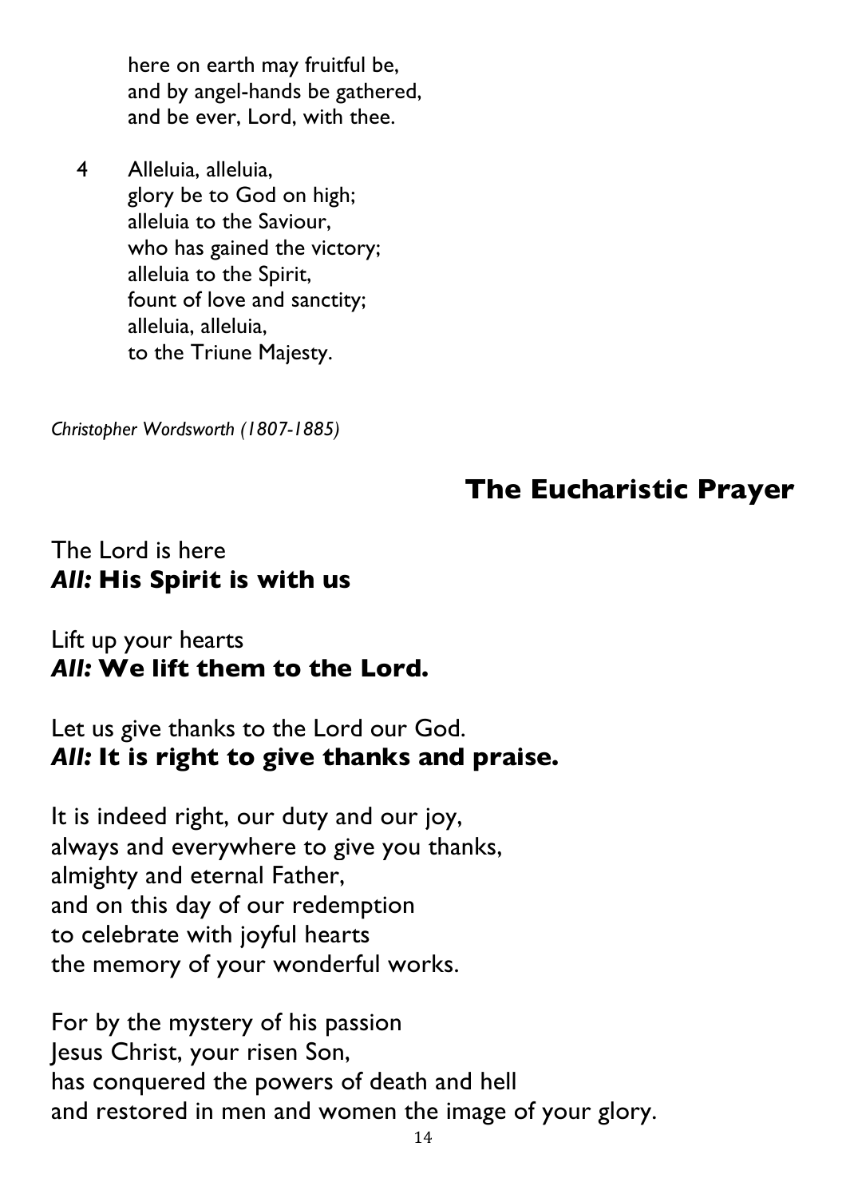here on earth may fruitful be,
and by angel-hands be gathered,
and be ever, Lord, with thee.

4 Alleluia, alleluia,
glory be to God on high;
alleluia to the Saviour,
who has gained the victory;
alleluia to the Spirit,
fount of love and sanctity;
alleluia, alleluia,
to the Triune Majesty.

*Christopher Wordsworth (1807-1885)*

## The Eucharistic Prayer

The Lord is here
***All:* His Spirit is with us**

Lift up your hearts
***All:* We lift them to the Lord.**

Let us give thanks to the Lord our God.
***All:* It is right to give thanks and praise.**

It is indeed right, our duty and our joy,
always and everywhere to give you thanks,
almighty and eternal Father,
and on this day of our redemption
to celebrate with joyful hearts
the memory of your wonderful works.

For by the mystery of his passion
Jesus Christ, your risen Son,
has conquered the powers of death and hell
and restored in men and women the image of your glory.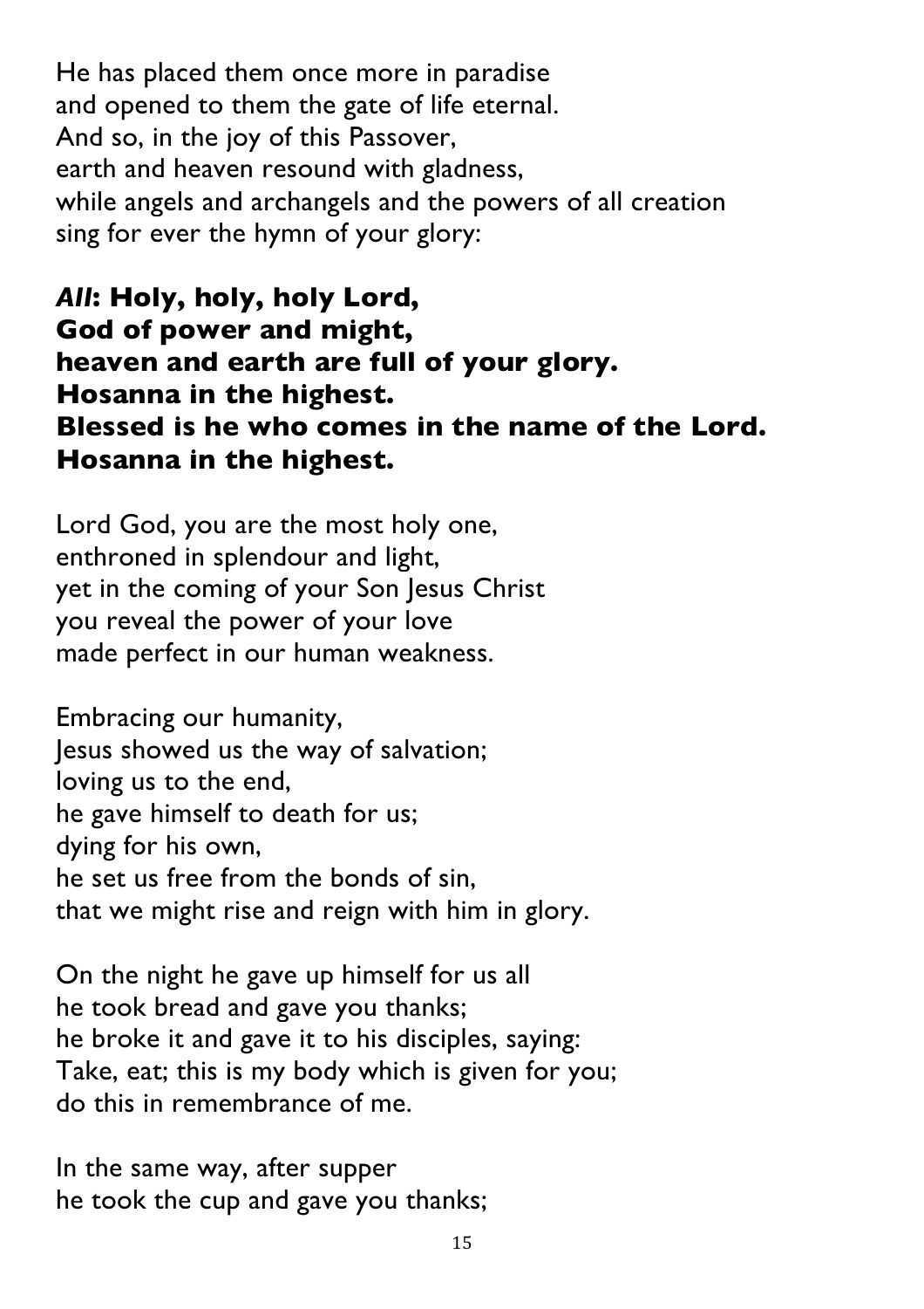He has placed them once more in paradise
and opened to them the gate of life eternal.
And so, in the joy of this Passover,
earth and heaven resound with gladness,
while angels and archangels and the powers of all creation
sing for ever the hymn of your glory:

***All*: Holy, holy, holy Lord,**
**God of power and might,**
**heaven and earth are full of your glory.**
**Hosanna in the highest.**
**Blessed is he who comes in the name of the Lord.**
**Hosanna in the highest.**

Lord God, you are the most holy one,
enthroned in splendour and light,
yet in the coming of your Son Jesus Christ
you reveal the power of your love
made perfect in our human weakness.

Embracing our humanity,
Jesus showed us the way of salvation;
loving us to the end,
he gave himself to death for us;
dying for his own,
he set us free from the bonds of sin,
that we might rise and reign with him in glory.

On the night he gave up himself for us all
he took bread and gave you thanks;
he broke it and gave it to his disciples, saying:
Take, eat; this is my body which is given for you;
do this in remembrance of me.

In the same way, after supper
he took the cup and gave you thanks;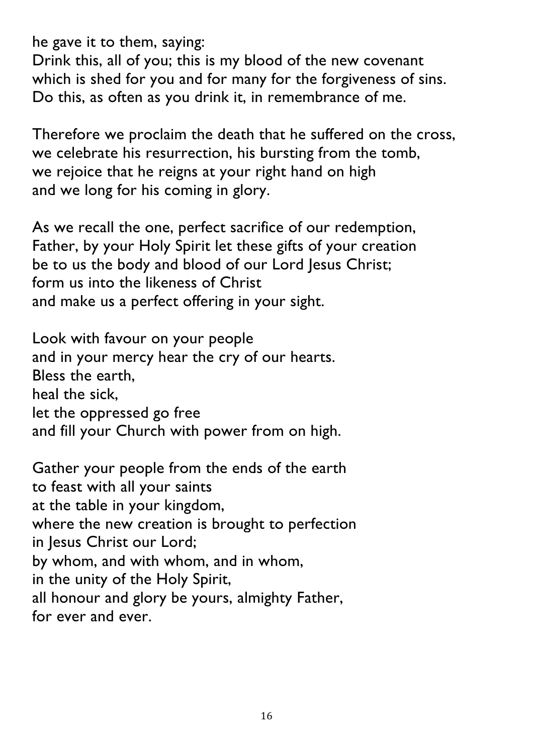he gave it to them, saying:
Drink this, all of you; this is my blood of the new covenant
which is shed for you and for many for the forgiveness of sins.
Do this, as often as you drink it, in remembrance of me.

Therefore we proclaim the death that he suffered on the cross,
we celebrate his resurrection, his bursting from the tomb,
we rejoice that he reigns at your right hand on high
and we long for his coming in glory.

As we recall the one, perfect sacrifice of our redemption,
Father, by your Holy Spirit let these gifts of your creation
be to us the body and blood of our Lord Jesus Christ;
form us into the likeness of Christ
and make us a perfect offering in your sight.

Look with favour on your people
and in your mercy hear the cry of our hearts.
Bless the earth,
heal the sick,
let the oppressed go free
and fill your Church with power from on high.

Gather your people from the ends of the earth
to feast with all your saints
at the table in your kingdom,
where the new creation is brought to perfection
in Jesus Christ our Lord;
by whom, and with whom, and in whom,
in the unity of the Holy Spirit,
all honour and glory be yours, almighty Father,
for ever and ever.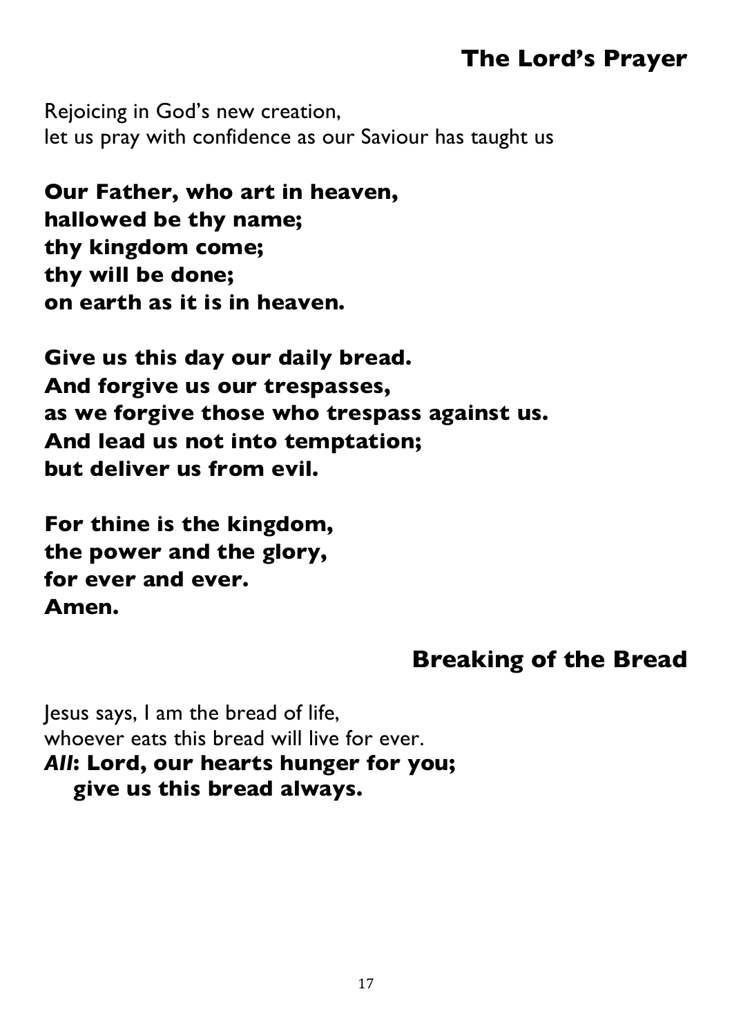## The Lord's Prayer

Rejoicing in God's new creation,
let us pray with confidence as our Saviour has taught us

**Our Father, who art in heaven,**
**hallowed be thy name;**
**thy kingdom come;**
**thy will be done;**
**on earth as it is in heaven.**

**Give us this day our daily bread.**
**And forgive us our trespasses,**
**as we forgive those who trespass against us.**
**And lead us not into temptation;**
**but deliver us from evil.**

**For thine is the kingdom,**
**the power and the glory,**
**for ever and ever.**
**Amen.**

## Breaking of the Bread

Jesus says, I am the bread of life,
whoever eats this bread will live for ever.
***All*: Lord, our hearts hunger for you;**
**give us this bread always.**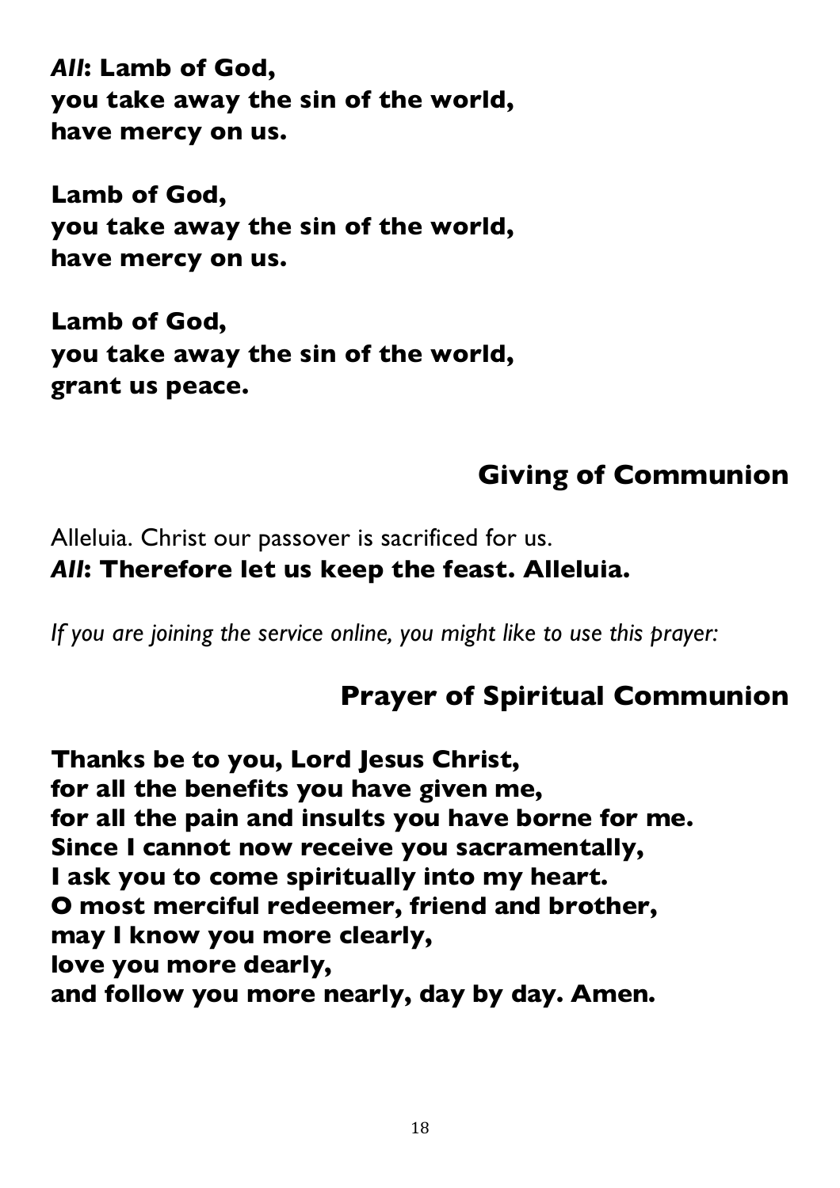***All*: Lamb of God,**
**you take away the sin of the world,**
**have mercy on us.**

**Lamb of God,**
**you take away the sin of the world,**
**have mercy on us.**

**Lamb of God,**
**you take away the sin of the world,**
**grant us peace.**

## Giving of Communion

Alleluia. Christ our passover is sacrificed for us.
***All*: Therefore let us keep the feast. Alleluia.**

*If you are joining the service online, you might like to use this prayer:*

## Prayer of Spiritual Communion

**Thanks be to you, Lord Jesus Christ,**
**for all the benefits you have given me,**
**for all the pain and insults you have borne for me.**
**Since I cannot now receive you sacramentally,**
**I ask you to come spiritually into my heart.**
**O most merciful redeemer, friend and brother,**
**may I know you more clearly,**
**love you more dearly,**
**and follow you more nearly, day by day. Amen.**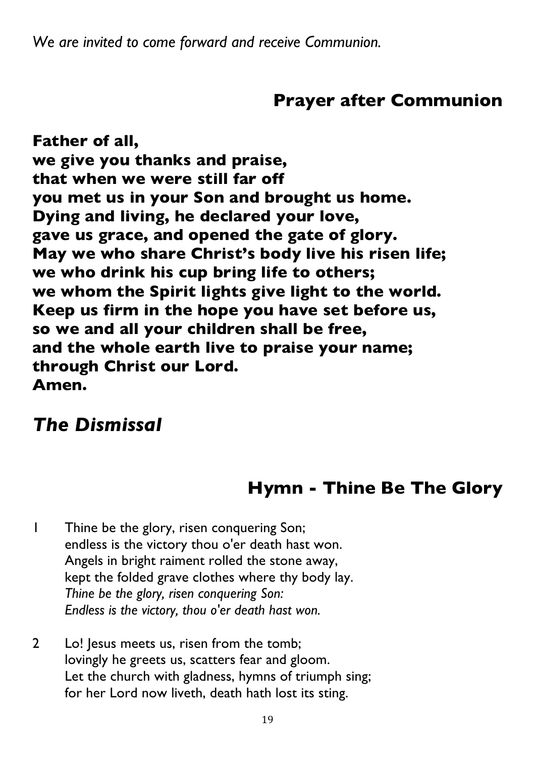*We are invited to come forward and receive Communion.*

## Prayer after Communion

**Father of all,**
**we give you thanks and praise,**
**that when we were still far off**
**you met us in your Son and brought us home.**
**Dying and living, he declared your love,**
**gave us grace, and opened the gate of glory.**
**May we who share Christ's body live his risen life;**
**we who drink his cup bring life to others;**
**we whom the Spirit lights give light to the world.**
**Keep us firm in the hope you have set before us,**
**so we and all your children shall be free,**
**and the whole earth live to praise your name;**
**through Christ our Lord.**
**Amen.**

## *The Dismissal*

## Hymn - Thine Be The Glory

1 Thine be the glory, risen conquering Son;
endless is the victory thou o'er death hast won.
Angels in bright raiment rolled the stone away,
kept the folded grave clothes where thy body lay.
*Thine be the glory, risen conquering Son:*
*Endless is the victory, thou o'er death hast won.*

2 Lo! Jesus meets us, risen from the tomb;
lovingly he greets us, scatters fear and gloom.
Let the church with gladness, hymns of triumph sing;
for her Lord now liveth, death hath lost its sting.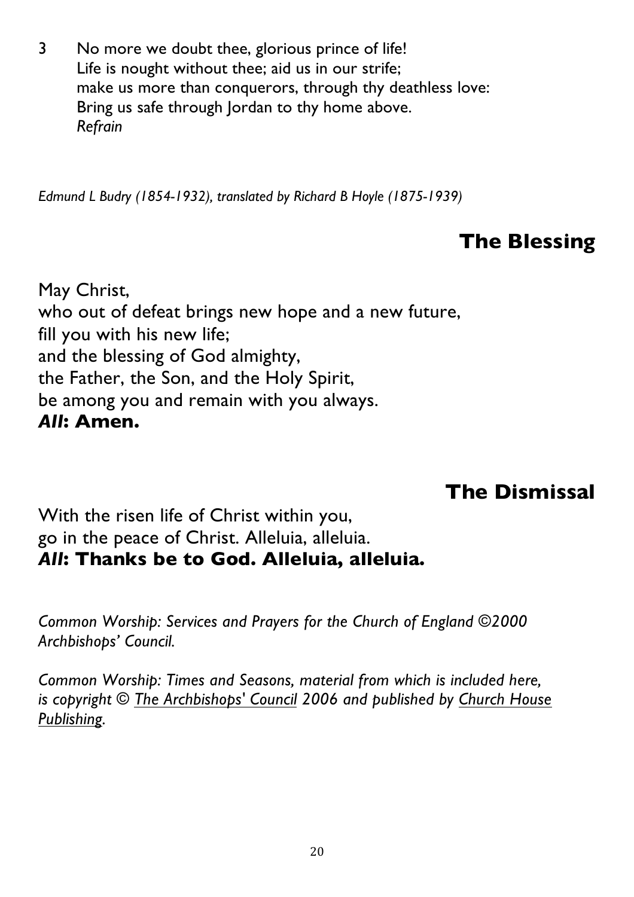3 No more we doubt thee, glorious prince of life!
Life is nought without thee; aid us in our strife;
make us more than conquerors, through thy deathless love:
Bring us safe through Jordan to thy home above.
*Refrain*

*Edmund L Budry (1854-1932), translated by Richard B Hoyle (1875-1939)*

## The Blessing

May Christ,
who out of defeat brings new hope and a new future,
fill you with his new life;
and the blessing of God almighty,
the Father, the Son, and the Holy Spirit,
be among you and remain with you always.
***All*: Amen.**

## The Dismissal

With the risen life of Christ within you,
go in the peace of Christ. Alleluia, alleluia.
***All*: Thanks be to God. Alleluia, alleluia.**

*Common Worship: Services and Prayers for the Church of England ©2000 Archbishops' Council.*

*Common Worship: Times and Seasons, material from which is included here, is copyright © The Archbishops' Council 2006 and published by Church House Publishing.*